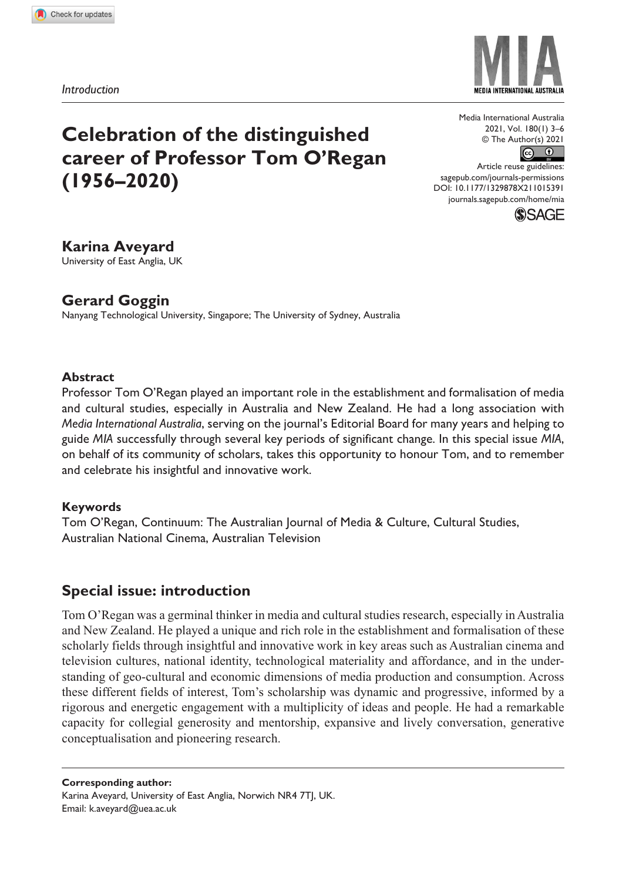*Introduction*

# Celebration of the distinguished career of Professor Tom O'Regan (1956–2020)

Media International Australia
2021, Vol. 180(1) 3–6
© The Author(s) 2021
Article reuse guidelines: sagepub.com/journals-permissions
DOI: 10.1177/1329878X211015391
journals.sagepub.com/home/mia

**Karina Aveyard**
University of East Anglia, UK

**Gerard Goggin**
Nanyang Technological University, Singapore; The University of Sydney, Australia

### Abstract

Professor Tom O'Regan played an important role in the establishment and formalisation of media and cultural studies, especially in Australia and New Zealand. He had a long association with *Media International Australia*, serving on the journal's Editorial Board for many years and helping to guide *MIA* successfully through several key periods of significant change. In this special issue *MIA*, on behalf of its community of scholars, takes this opportunity to honour Tom, and to remember and celebrate his insightful and innovative work.

### Keywords

Tom O'Regan, Continuum: The Australian Journal of Media & Culture, Cultural Studies, Australian National Cinema, Australian Television

## Special issue: introduction

Tom O'Regan was a germinal thinker in media and cultural studies research, especially in Australia and New Zealand. He played a unique and rich role in the establishment and formalisation of these scholarly fields through insightful and innovative work in key areas such as Australian cinema and television cultures, national identity, technological materiality and affordance, and in the understanding of geo-cultural and economic dimensions of media production and consumption. Across these different fields of interest, Tom's scholarship was dynamic and progressive, informed by a rigorous and energetic engagement with a multiplicity of ideas and people. He had a remarkable capacity for collegial generosity and mentorship, expansive and lively conversation, generative conceptualisation and pioneering research.

**Corresponding author:**
Karina Aveyard, University of East Anglia, Norwich NR4 7TJ, UK.
Email: k.aveyard@uea.ac.uk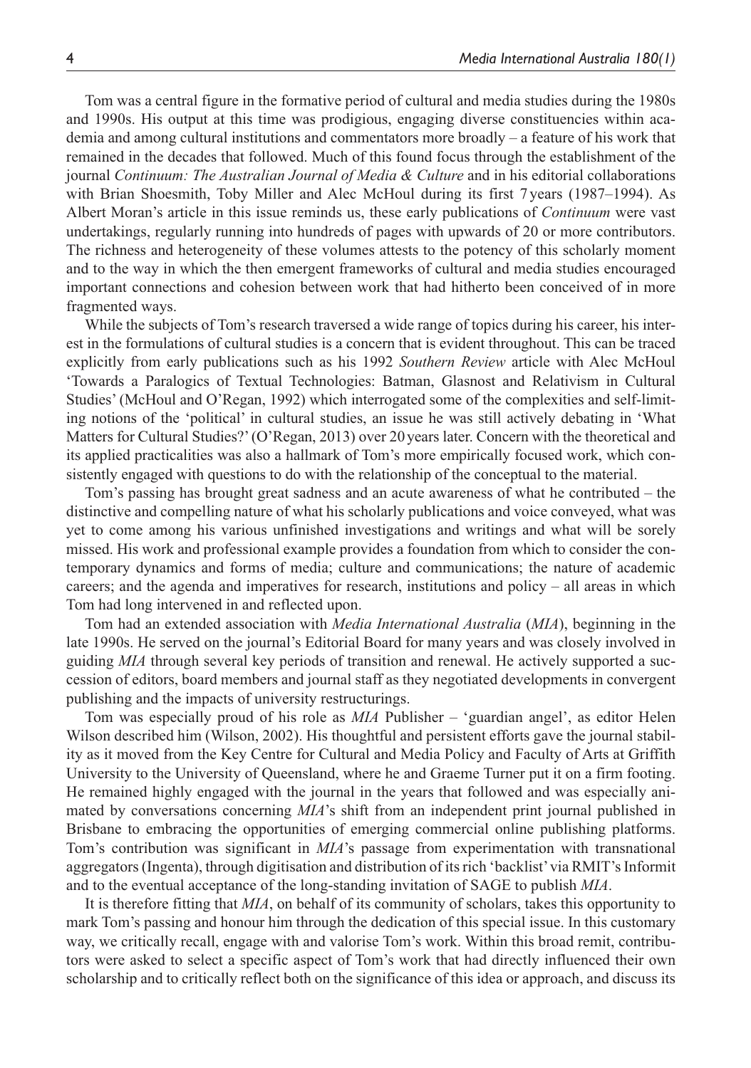Tom was a central figure in the formative period of cultural and media studies during the 1980s and 1990s. His output at this time was prodigious, engaging diverse constituencies within academia and among cultural institutions and commentators more broadly – a feature of his work that remained in the decades that followed. Much of this found focus through the establishment of the journal *Continuum: The Australian Journal of Media & Culture* and in his editorial collaborations with Brian Shoesmith, Toby Miller and Alec McHoul during its first 7 years (1987–1994). As Albert Moran's article in this issue reminds us, these early publications of *Continuum* were vast undertakings, regularly running into hundreds of pages with upwards of 20 or more contributors. The richness and heterogeneity of these volumes attests to the potency of this scholarly moment and to the way in which the then emergent frameworks of cultural and media studies encouraged important connections and cohesion between work that had hitherto been conceived of in more fragmented ways.

While the subjects of Tom's research traversed a wide range of topics during his career, his interest in the formulations of cultural studies is a concern that is evident throughout. This can be traced explicitly from early publications such as his 1992 *Southern Review* article with Alec McHoul 'Towards a Paralogics of Textual Technologies: Batman, Glasnost and Relativism in Cultural Studies' (McHoul and O'Regan, 1992) which interrogated some of the complexities and self-limiting notions of the 'political' in cultural studies, an issue he was still actively debating in 'What Matters for Cultural Studies?' (O'Regan, 2013) over 20 years later. Concern with the theoretical and its applied practicalities was also a hallmark of Tom's more empirically focused work, which consistently engaged with questions to do with the relationship of the conceptual to the material.

Tom's passing has brought great sadness and an acute awareness of what he contributed – the distinctive and compelling nature of what his scholarly publications and voice conveyed, what was yet to come among his various unfinished investigations and writings and what will be sorely missed. His work and professional example provides a foundation from which to consider the contemporary dynamics and forms of media; culture and communications; the nature of academic careers; and the agenda and imperatives for research, institutions and policy – all areas in which Tom had long intervened in and reflected upon.

Tom had an extended association with *Media International Australia* (*MIA*), beginning in the late 1990s. He served on the journal's Editorial Board for many years and was closely involved in guiding *MIA* through several key periods of transition and renewal. He actively supported a succession of editors, board members and journal staff as they negotiated developments in convergent publishing and the impacts of university restructurings.

Tom was especially proud of his role as *MIA* Publisher – 'guardian angel', as editor Helen Wilson described him (Wilson, 2002). His thoughtful and persistent efforts gave the journal stability as it moved from the Key Centre for Cultural and Media Policy and Faculty of Arts at Griffith University to the University of Queensland, where he and Graeme Turner put it on a firm footing. He remained highly engaged with the journal in the years that followed and was especially animated by conversations concerning *MIA*'s shift from an independent print journal published in Brisbane to embracing the opportunities of emerging commercial online publishing platforms. Tom's contribution was significant in *MIA*'s passage from experimentation with transnational aggregators (Ingenta), through digitisation and distribution of its rich 'backlist' via RMIT's Informit and to the eventual acceptance of the long-standing invitation of SAGE to publish *MIA*.

It is therefore fitting that *MIA*, on behalf of its community of scholars, takes this opportunity to mark Tom's passing and honour him through the dedication of this special issue. In this customary way, we critically recall, engage with and valorise Tom's work. Within this broad remit, contributors were asked to select a specific aspect of Tom's work that had directly influenced their own scholarship and to critically reflect both on the significance of this idea or approach, and discuss its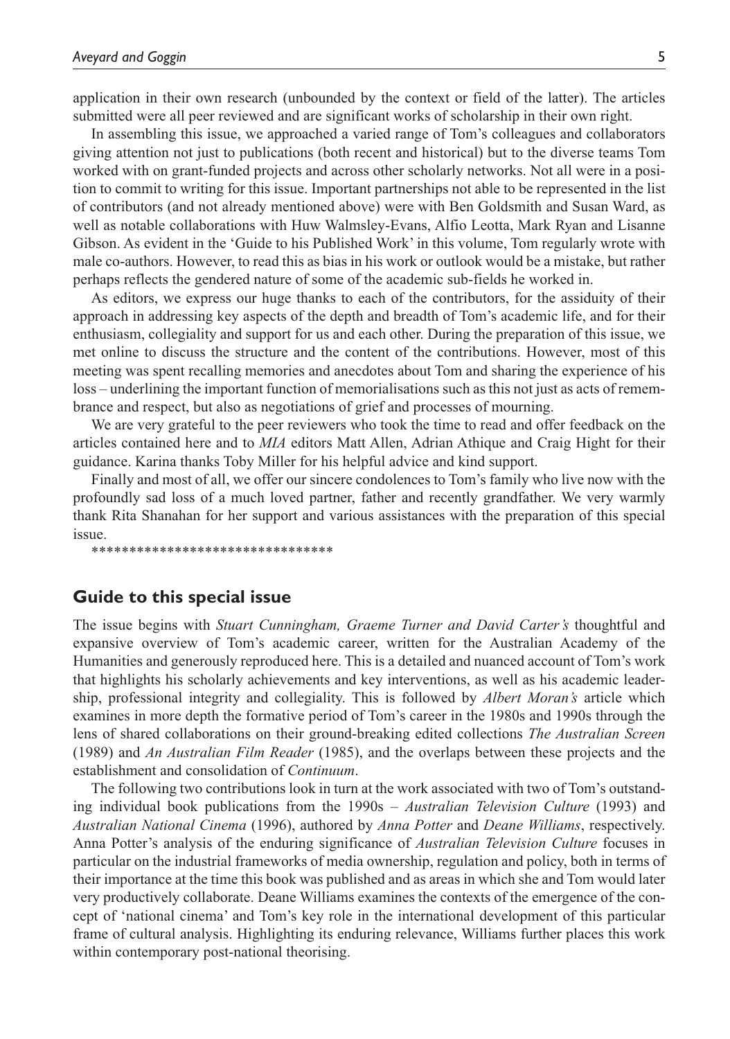application in their own research (unbounded by the context or field of the latter). The articles submitted were all peer reviewed and are significant works of scholarship in their own right.

In assembling this issue, we approached a varied range of Tom's colleagues and collaborators giving attention not just to publications (both recent and historical) but to the diverse teams Tom worked with on grant-funded projects and across other scholarly networks. Not all were in a position to commit to writing for this issue. Important partnerships not able to be represented in the list of contributors (and not already mentioned above) were with Ben Goldsmith and Susan Ward, as well as notable collaborations with Huw Walmsley-Evans, Alfio Leotta, Mark Ryan and Lisanne Gibson. As evident in the 'Guide to his Published Work' in this volume, Tom regularly wrote with male co-authors. However, to read this as bias in his work or outlook would be a mistake, but rather perhaps reflects the gendered nature of some of the academic sub-fields he worked in.

As editors, we express our huge thanks to each of the contributors, for the assiduity of their approach in addressing key aspects of the depth and breadth of Tom's academic life, and for their enthusiasm, collegiality and support for us and each other. During the preparation of this issue, we met online to discuss the structure and the content of the contributions. However, most of this meeting was spent recalling memories and anecdotes about Tom and sharing the experience of his loss – underlining the important function of memorialisations such as this not just as acts of remembrance and respect, but also as negotiations of grief and processes of mourning.

We are very grateful to the peer reviewers who took the time to read and offer feedback on the articles contained here and to *MIA* editors Matt Allen, Adrian Athique and Craig Hight for their guidance. Karina thanks Toby Miller for his helpful advice and kind support.

Finally and most of all, we offer our sincere condolences to Tom's family who live now with the profoundly sad loss of a much loved partner, father and recently grandfather. We very warmly thank Rita Shanahan for her support and various assistances with the preparation of this special issue.

\*\*\*\*\*\*\*\*\*\*\*\*\*\*\*\*\*\*\*\*\*\*\*\*\*\*\*\*\*\*\*\*

## Guide to this special issue

The issue begins with *Stuart Cunningham, Graeme Turner and David Carter's* thoughtful and expansive overview of Tom's academic career, written for the Australian Academy of the Humanities and generously reproduced here. This is a detailed and nuanced account of Tom's work that highlights his scholarly achievements and key interventions, as well as his academic leadership, professional integrity and collegiality. This is followed by *Albert Moran's* article which examines in more depth the formative period of Tom's career in the 1980s and 1990s through the lens of shared collaborations on their ground-breaking edited collections *The Australian Screen* (1989) and *An Australian Film Reader* (1985), and the overlaps between these projects and the establishment and consolidation of *Continuum*.

The following two contributions look in turn at the work associated with two of Tom's outstanding individual book publications from the 1990s – *Australian Television Culture* (1993) and *Australian National Cinema* (1996), authored by *Anna Potter* and *Deane Williams*, respectively. Anna Potter's analysis of the enduring significance of *Australian Television Culture* focuses in particular on the industrial frameworks of media ownership, regulation and policy, both in terms of their importance at the time this book was published and as areas in which she and Tom would later very productively collaborate. Deane Williams examines the contexts of the emergence of the concept of 'national cinema' and Tom's key role in the international development of this particular frame of cultural analysis. Highlighting its enduring relevance, Williams further places this work within contemporary post-national theorising.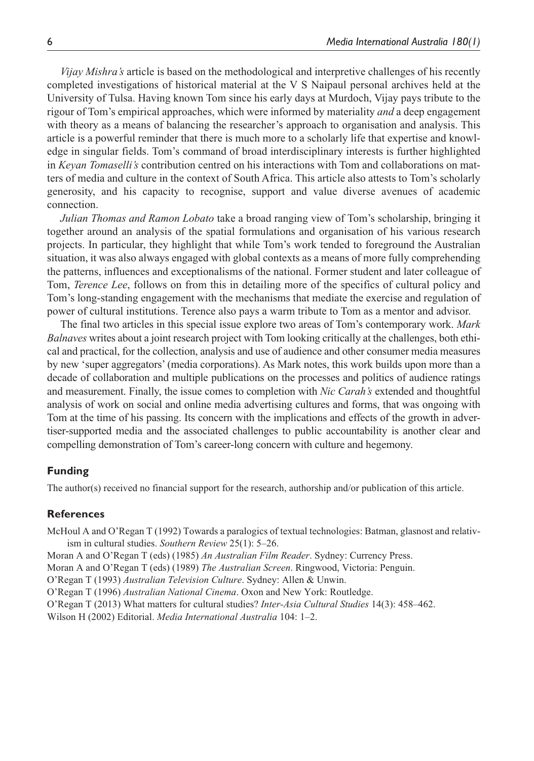*Vijay Mishra's* article is based on the methodological and interpretive challenges of his recently completed investigations of historical material at the V S Naipaul personal archives held at the University of Tulsa. Having known Tom since his early days at Murdoch, Vijay pays tribute to the rigour of Tom's empirical approaches, which were informed by materiality *and* a deep engagement with theory as a means of balancing the researcher's approach to organisation and analysis. This article is a powerful reminder that there is much more to a scholarly life that expertise and knowledge in singular fields. Tom's command of broad interdisciplinary interests is further highlighted in *Keyan Tomaselli's* contribution centred on his interactions with Tom and collaborations on matters of media and culture in the context of South Africa. This article also attests to Tom's scholarly generosity, and his capacity to recognise, support and value diverse avenues of academic connection.

*Julian Thomas and Ramon Lobato* take a broad ranging view of Tom's scholarship, bringing it together around an analysis of the spatial formulations and organisation of his various research projects. In particular, they highlight that while Tom's work tended to foreground the Australian situation, it was also always engaged with global contexts as a means of more fully comprehending the patterns, influences and exceptionalisms of the national. Former student and later colleague of Tom, *Terence Lee*, follows on from this in detailing more of the specifics of cultural policy and Tom's long-standing engagement with the mechanisms that mediate the exercise and regulation of power of cultural institutions. Terence also pays a warm tribute to Tom as a mentor and advisor.

The final two articles in this special issue explore two areas of Tom's contemporary work. *Mark Balnaves* writes about a joint research project with Tom looking critically at the challenges, both ethical and practical, for the collection, analysis and use of audience and other consumer media measures by new 'super aggregators' (media corporations). As Mark notes, this work builds upon more than a decade of collaboration and multiple publications on the processes and politics of audience ratings and measurement. Finally, the issue comes to completion with *Nic Carah's* extended and thoughtful analysis of work on social and online media advertising cultures and forms, that was ongoing with Tom at the time of his passing. Its concern with the implications and effects of the growth in advertiser-supported media and the associated challenges to public accountability is another clear and compelling demonstration of Tom's career-long concern with culture and hegemony.

## Funding

The author(s) received no financial support for the research, authorship and/or publication of this article.

## References

McHoul A and O'Regan T (1992) Towards a paralogics of textual technologies: Batman, glasnost and relativism in cultural studies. *Southern Review* 25(1): 5–26.

Moran A and O'Regan T (eds) (1985) *An Australian Film Reader*. Sydney: Currency Press.

Moran A and O'Regan T (eds) (1989) *The Australian Screen*. Ringwood, Victoria: Penguin.

O'Regan T (1993) *Australian Television Culture*. Sydney: Allen & Unwin.

O'Regan T (1996) *Australian National Cinema*. Oxon and New York: Routledge.

O'Regan T (2013) What matters for cultural studies? *Inter-Asia Cultural Studies* 14(3): 458–462.

Wilson H (2002) Editorial. *Media International Australia* 104: 1–2.